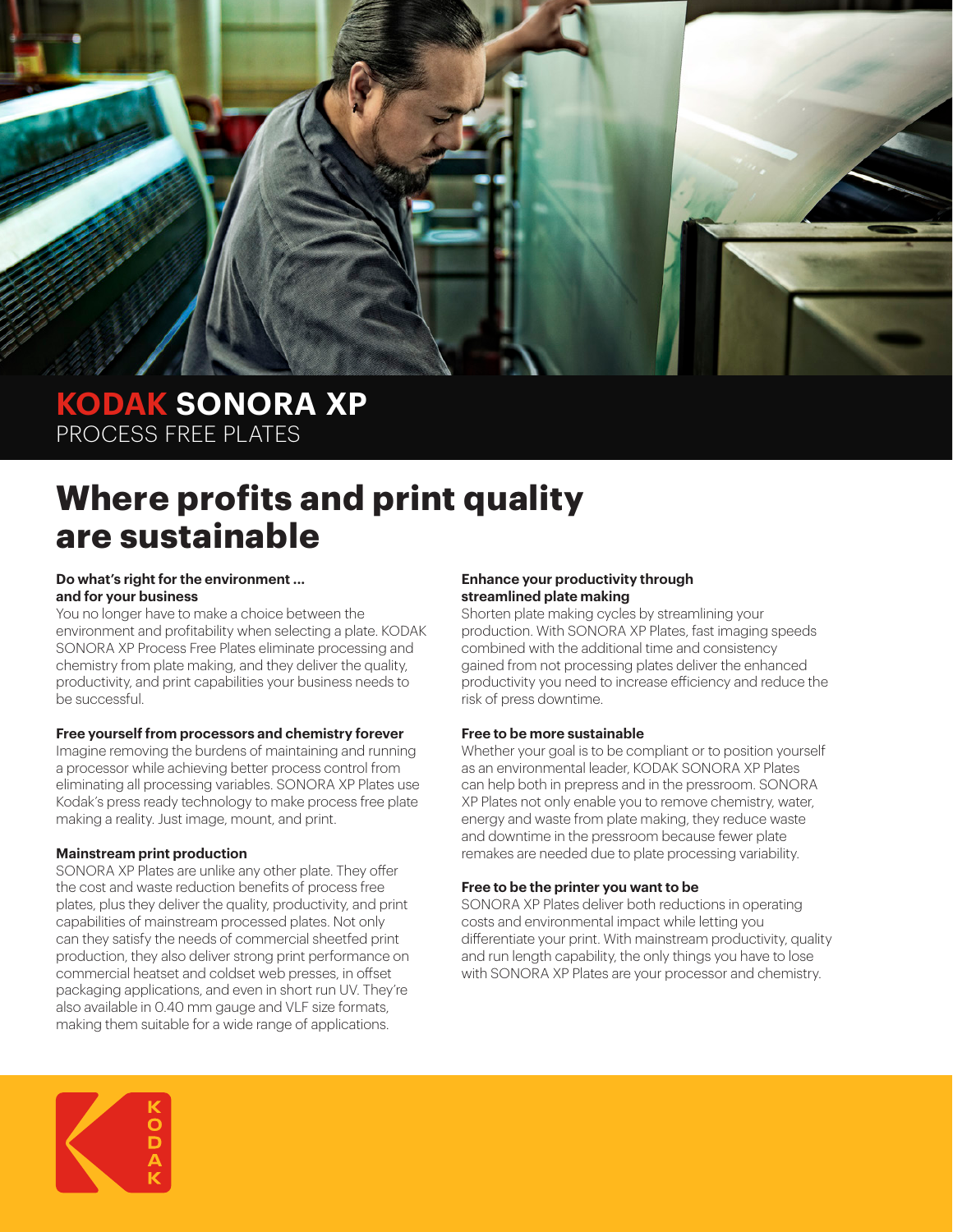# KODAK SONORA XP
PROCESS FREE PLATES

## Where profits and print quality are sustainable

**Do what's right for the environment ... and for your business**
You no longer have to make a choice between the environment and profitability when selecting a plate. KODAK SONORA XP Process Free Plates eliminate processing and chemistry from plate making, and they deliver the quality, productivity, and print capabilities your business needs to be successful.

**Free yourself from processors and chemistry forever**
Imagine removing the burdens of maintaining and running a processor while achieving better process control from eliminating all processing variables. SONORA XP Plates use Kodak's press ready technology to make process free plate making a reality. Just image, mount, and print.

**Mainstream print production**
SONORA XP Plates are unlike any other plate. They offer the cost and waste reduction benefits of process free plates, plus they deliver the quality, productivity, and print capabilities of mainstream processed plates. Not only can they satisfy the needs of commercial sheetfed print production, they also deliver strong print performance on commercial heatset and coldset web presses, in offset packaging applications, and even in short run UV. They're also available in 0.40 mm gauge and VLF size formats, making them suitable for a wide range of applications.

**Enhance your productivity through streamlined plate making**
Shorten plate making cycles by streamlining your production. With SONORA XP Plates, fast imaging speeds combined with the additional time and consistency gained from not processing plates deliver the enhanced productivity you need to increase efficiency and reduce the risk of press downtime.

**Free to be more sustainable**
Whether your goal is to be compliant or to position yourself as an environmental leader, KODAK SONORA XP Plates can help both in prepress and in the pressroom. SONORA XP Plates not only enable you to remove chemistry, water, energy and waste from plate making, they reduce waste and downtime in the pressroom because fewer plate remakes are needed due to plate processing variability.

**Free to be the printer you want to be**
SONORA XP Plates deliver both reductions in operating costs and environmental impact while letting you differentiate your print. With mainstream productivity, quality and run length capability, the only things you have to lose with SONORA XP Plates are your processor and chemistry.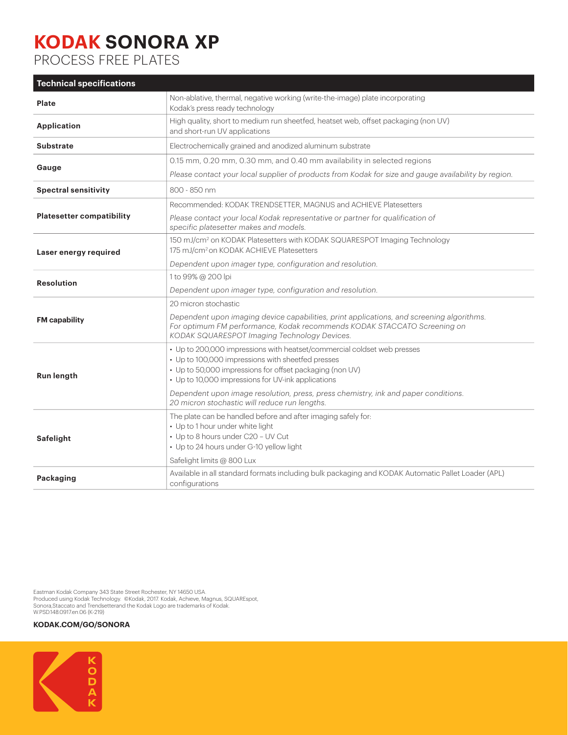# KODAK SONORA XP

PROCESS FREE PLATES

| Technical specifications | |
|---|---|
| **Plate** | Non-ablative, thermal, negative working (write-the-image) plate incorporating Kodak's press ready technology |
| **Application** | High quality, short to medium run sheetfed, heatset web, offset packaging (non UV) and short-run UV applications |
| **Substrate** | Electrochemically grained and anodized aluminum substrate |
| **Gauge** | 0.15 mm, 0.20 mm, 0.30 mm, and 0.40 mm availability in selected regions<br>*Please contact your local supplier of products from Kodak for size and gauge availability by region.* |
| **Spectral sensitivity** | 800 - 850 nm |
| **Platesetter compatibility** | Recommended: KODAK TRENDSETTER, MAGNUS and ACHIEVE Platesetters<br>*Please contact your local Kodak representative or partner for qualification of specific platesetter makes and models.* |
| **Laser energy required** | 150 mJ/cm² on KODAK Platesetters with KODAK SQUARESPOT Imaging Technology<br>175 mJ/cm² on KODAK ACHIEVE Platesetters<br>*Dependent upon imager type, configuration and resolution.* |
| **Resolution** | 1 to 99% @ 200 lpi<br>*Dependent upon imager type, configuration and resolution.* |
| **FM capability** | 20 micron stochastic<br>*Dependent upon imaging device capabilities, print applications, and screening algorithms. For optimum FM performance, Kodak recommends KODAK STACCATO Screening on KODAK SQUARESPOT Imaging Technology Devices.* |
| **Run length** | • Up to 200,000 impressions with heatset/commercial coldset web presses<br>• Up to 100,000 impressions with sheetfed presses<br>• Up to 50,000 impressions for offset packaging (non UV)<br>• Up to 10,000 impressions for UV-ink applications<br>*Dependent upon image resolution, press, press chemistry, ink and paper conditions. 20 micron stochastic will reduce run lengths.* |
| **Safelight** | The plate can be handled before and after imaging safely for:<br>• Up to 1 hour under white light<br>• Up to 8 hours under C20 – UV Cut<br>• Up to 24 hours under G-10 yellow light<br>Safelight limits @ 800 Lux |
| **Packaging** | Available in all standard formats including bulk packaging and KODAK Automatic Pallet Loader (APL) configurations |

Eastman Kodak Company 343 State Street Rochester, NY 14650 USA.
Produced using Kodak Technology. ©Kodak, 2017. Kodak, Achieve, Magnus, SQUAREspot, Sonora,Staccato and Trendsetterand the Kodak Logo are trademarks of Kodak.
W.PSD.148.0917.en.06 (K-219)

**KODAK.COM/GO/SONORA**

KODAK